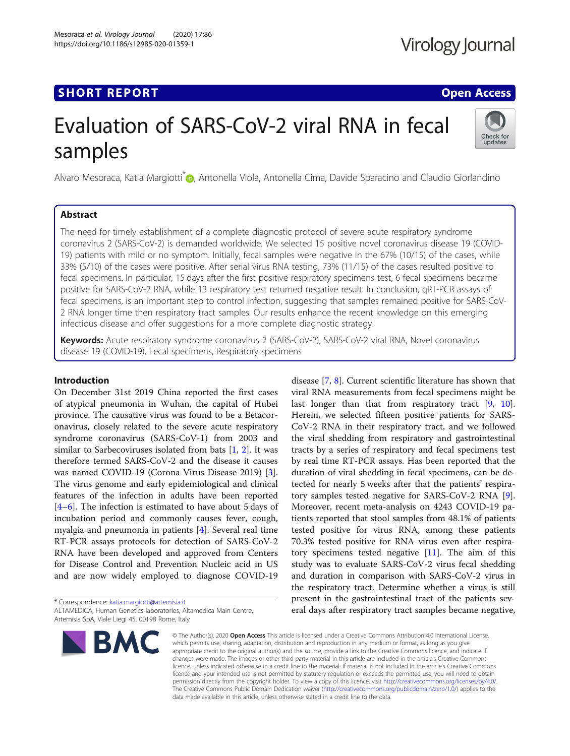## SHORT REPORT

Open Access

# Evaluation of SARS-CoV-2 viral RNA in fecal samples

Alvaro Mesoraca, Katia Margiotti*, Antonella Viola, Antonella Cima, Davide Sparacino and Claudio Giorlandino

## Abstract

The need for timely establishment of a complete diagnostic protocol of severe acute respiratory syndrome coronavirus 2 (SARS-CoV-2) is demanded worldwide. We selected 15 positive novel coronavirus disease 19 (COVID-19) patients with mild or no symptom. Initially, fecal samples were negative in the 67% (10/15) of the cases, while 33% (5/10) of the cases were positive. After serial virus RNA testing, 73% (11/15) of the cases resulted positive to fecal specimens. In particular, 15 days after the first positive respiratory specimens test, 6 fecal specimens became positive for SARS-CoV-2 RNA, while 13 respiratory test returned negative result. In conclusion, qRT-PCR assays of fecal specimens, is an important step to control infection, suggesting that samples remained positive for SARS-CoV-2 RNA longer time then respiratory tract samples. Our results enhance the recent knowledge on this emerging infectious disease and offer suggestions for a more complete diagnostic strategy.

**Keywords:** Acute respiratory syndrome coronavirus 2 (SARS-CoV-2), SARS-CoV-2 viral RNA, Novel coronavirus disease 19 (COVID-19), Fecal specimens, Respiratory specimens

## Introduction

On December 31st 2019 China reported the first cases of atypical pneumonia in Wuhan, the capital of Hubei province. The causative virus was found to be a Betacoronavirus, closely related to the severe acute respiratory syndrome coronavirus (SARS-CoV-1) from 2003 and similar to Sarbecoviruses isolated from bats [1, 2]. It was therefore termed SARS-CoV-2 and the disease it causes was named COVID-19 (Corona Virus Disease 2019) [3]. The virus genome and early epidemiological and clinical features of the infection in adults have been reported [4–6]. The infection is estimated to have about 5 days of incubation period and commonly causes fever, cough, myalgia and pneumonia in patients [4]. Several real time RT-PCR assays protocols for detection of SARS-CoV-2 RNA have been developed and approved from Centers for Disease Control and Prevention Nucleic acid in US and are now widely employed to diagnose COVID-19 disease [7, 8]. Current scientific literature has shown that viral RNA measurements from fecal specimens might be last longer than that from respiratory tract [9, 10]. Herein, we selected fifteen positive patients for SARS-CoV-2 RNA in their respiratory tract, and we followed the viral shedding from respiratory and gastrointestinal tracts by a series of respiratory and fecal specimens test by real time RT-PCR assays. Has been reported that the duration of viral shedding in fecal specimens, can be detected for nearly 5 weeks after that the patients' respiratory samples tested negative for SARS-CoV-2 RNA [9]. Moreover, recent meta-analysis on 4243 COVID-19 patients reported that stool samples from 48.1% of patients tested positive for virus RNA, among these patients 70.3% tested positive for RNA virus even after respiratory specimens tested negative [11]. The aim of this study was to evaluate SARS-CoV-2 virus fecal shedding and duration in comparison with SARS-CoV-2 virus in the respiratory tract. Determine whether a virus is still present in the gastrointestinal tract of the patients several days after respiratory tract samples became negative,

* Correspondence: katia.margiotti@artemisia.it
ALTAMEDICA, Human Genetics laboratories, Altamedica Main Centre, Artemisia SpA, Viale Liegi 45, 00198 Rome, Italy

© The Author(s). 2020 **Open Access** This article is licensed under a Creative Commons Attribution 4.0 International License, which permits use, sharing, adaptation, distribution and reproduction in any medium or format, as long as you give appropriate credit to the original author(s) and the source, provide a link to the Creative Commons licence, and indicate if changes were made. The images or other third party material in this article are included in the article's Creative Commons licence, unless indicated otherwise in a credit line to the material. If material is not included in the article's Creative Commons licence and your intended use is not permitted by statutory regulation or exceeds the permitted use, you will need to obtain permission directly from the copyright holder. To view a copy of this licence, visit http://creativecommons.org/licenses/by/4.0/. The Creative Commons Public Domain Dedication waiver (http://creativecommons.org/publicdomain/zero/1.0/) applies to the data made available in this article, unless otherwise stated in a credit line to the data.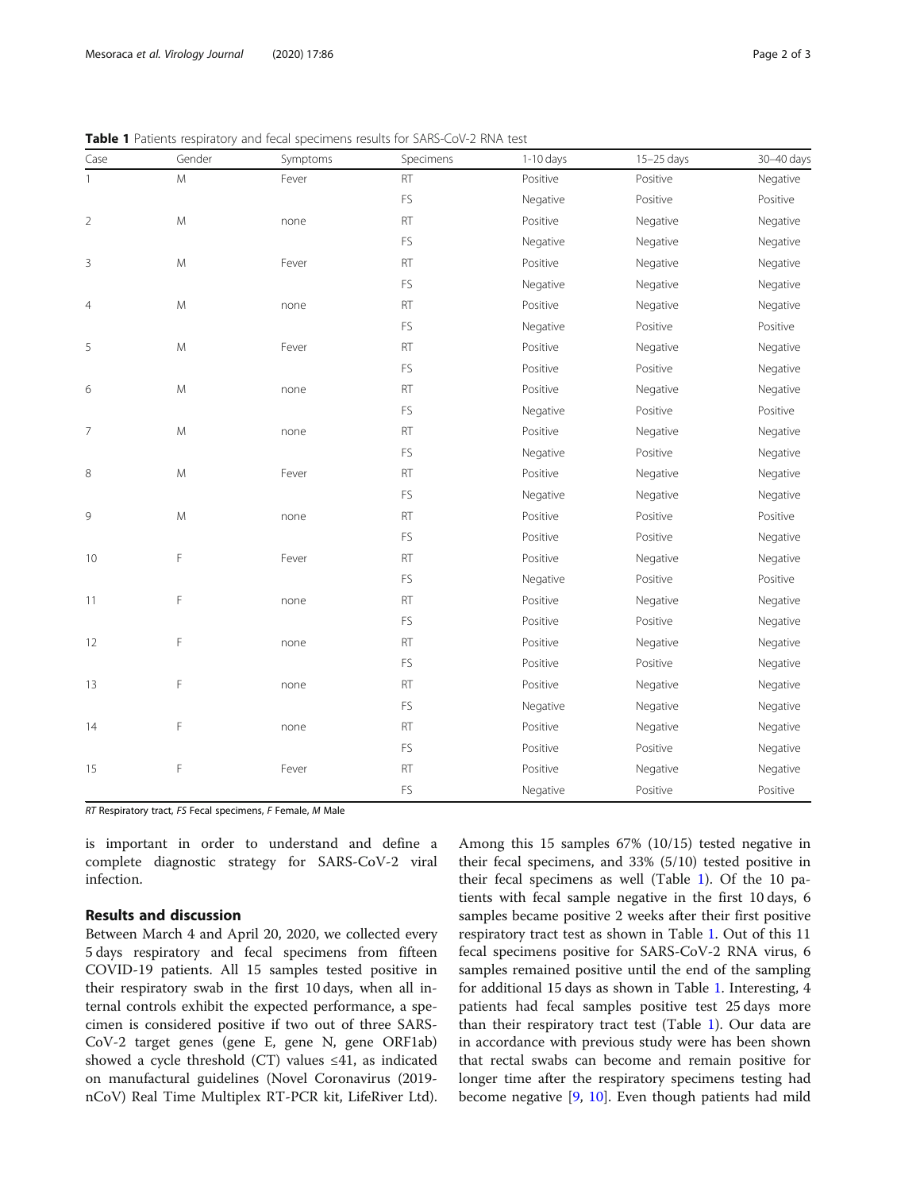**Table 1** Patients respiratory and fecal specimens results for SARS-CoV-2 RNA test

| Case | Gender | Symptoms | Specimens | 1-10 days | 15–25 days | 30–40 days |
|---|---|---|---|---|---|---|
| 1 | M | Fever | RT | Positive | Positive | Negative |
| | | | FS | Negative | Positive | Positive |
| 2 | M | none | RT | Positive | Negative | Negative |
| | | | FS | Negative | Negative | Negative |
| 3 | M | Fever | RT | Positive | Negative | Negative |
| | | | FS | Negative | Negative | Negative |
| 4 | M | none | RT | Positive | Negative | Negative |
| | | | FS | Negative | Positive | Positive |
| 5 | M | Fever | RT | Positive | Negative | Negative |
| | | | FS | Positive | Positive | Negative |
| 6 | M | none | RT | Positive | Negative | Negative |
| | | | FS | Negative | Positive | Positive |
| 7 | M | none | RT | Positive | Negative | Negative |
| | | | FS | Negative | Positive | Negative |
| 8 | M | Fever | RT | Positive | Negative | Negative |
| | | | FS | Negative | Negative | Negative |
| 9 | M | none | RT | Positive | Positive | Positive |
| | | | FS | Positive | Positive | Negative |
| 10 | F | Fever | RT | Positive | Negative | Negative |
| | | | FS | Negative | Positive | Positive |
| 11 | F | none | RT | Positive | Negative | Negative |
| | | | FS | Positive | Positive | Negative |
| 12 | F | none | RT | Positive | Negative | Negative |
| | | | FS | Positive | Positive | Negative |
| 13 | F | none | RT | Positive | Negative | Negative |
| | | | FS | Negative | Negative | Negative |
| 14 | F | none | RT | Positive | Negative | Negative |
| | | | FS | Positive | Positive | Negative |
| 15 | F | Fever | RT | Positive | Negative | Negative |
| | | | FS | Negative | Positive | Positive |

*RT* Respiratory tract, *FS* Fecal specimens, *F* Female, *M* Male

is important in order to understand and define a complete diagnostic strategy for SARS-CoV-2 viral infection.

## Results and discussion

Between March 4 and April 20, 2020, we collected every 5 days respiratory and fecal specimens from fifteen COVID-19 patients. All 15 samples tested positive in their respiratory swab in the first 10 days, when all internal controls exhibit the expected performance, a specimen is considered positive if two out of three SARS-CoV-2 target genes (gene E, gene N, gene ORF1ab) showed a cycle threshold (CT) values ≤41, as indicated on manufactural guidelines (Novel Coronavirus (2019-nCoV) Real Time Multiplex RT-PCR kit, LifeRiver Ltd). Among this 15 samples 67% (10/15) tested negative in their fecal specimens, and 33% (5/10) tested positive in their fecal specimens as well (Table 1). Of the 10 patients with fecal sample negative in the first 10 days, 6 samples became positive 2 weeks after their first positive respiratory tract test as shown in Table 1. Out of this 11 fecal specimens positive for SARS-CoV-2 RNA virus, 6 samples remained positive until the end of the sampling for additional 15 days as shown in Table 1. Interesting, 4 patients had fecal samples positive test 25 days more than their respiratory tract test (Table 1). Our data are in accordance with previous study were has been shown that rectal swabs can become and remain positive for longer time after the respiratory specimens testing had become negative [9, 10]. Even though patients had mild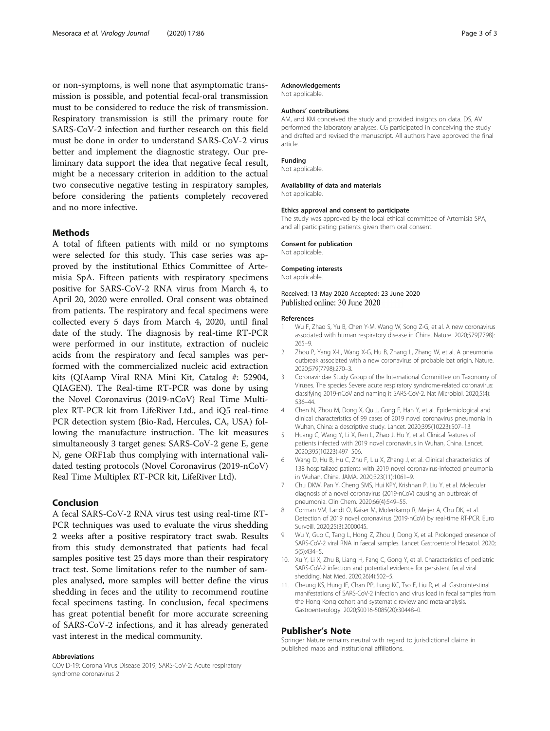or non-symptoms, is well none that asymptomatic transmission is possible, and potential fecal-oral transmission must to be considered to reduce the risk of transmission. Respiratory transmission is still the primary route for SARS-CoV-2 infection and further research on this field must be done in order to understand SARS-CoV-2 virus better and implement the diagnostic strategy. Our preliminary data support the idea that negative fecal result, might be a necessary criterion in addition to the actual two consecutive negative testing in respiratory samples, before considering the patients completely recovered and no more infective.

## Methods

A total of fifteen patients with mild or no symptoms were selected for this study. This case series was approved by the institutional Ethics Committee of Artemisia SpA. Fifteen patients with respiratory specimens positive for SARS-CoV-2 RNA virus from March 4, to April 20, 2020 were enrolled. Oral consent was obtained from patients. The respiratory and fecal specimens were collected every 5 days from March 4, 2020, until final date of the study. The diagnosis by real-time RT-PCR were performed in our institute, extraction of nucleic acids from the respiratory and fecal samples was performed with the commercialized nucleic acid extraction kits (QIAamp Viral RNA Mini Kit, Catalog #: 52904, QIAGEN). The Real-time RT-PCR was done by using the Novel Coronavirus (2019-nCoV) Real Time Multiplex RT-PCR kit from LifeRiver Ltd., and iQ5 real-time PCR detection system (Bio-Rad, Hercules, CA, USA) following the manufacture instruction. The kit measures simultaneously 3 target genes: SARS-CoV-2 gene E, gene N, gene ORF1ab thus complying with international validated testing protocols (Novel Coronavirus (2019-nCoV) Real Time Multiplex RT-PCR kit, LifeRiver Ltd).

## Conclusion

A fecal SARS-CoV-2 RNA virus test using real-time RT-PCR techniques was used to evaluate the virus shedding 2 weeks after a positive respiratory tract swab. Results from this study demonstrated that patients had fecal samples positive test 25 days more than their respiratory tract test. Some limitations refer to the number of samples analysed, more samples will better define the virus shedding in feces and the utility to recommend routine fecal specimens tasting. In conclusion, fecal specimens has great potential benefit for more accurate screening of SARS-CoV-2 infections, and it has already generated vast interest in the medical community.

#### Abbreviations

COVID-19: Corona Virus Disease 2019; SARS-CoV-2: Acute respiratory syndrome coronavirus 2

#### Acknowledgements

Not applicable.

#### Authors' contributions

AM, and KM conceived the study and provided insights on data. DS, AV performed the laboratory analyses. CG participated in conceiving the study and drafted and revised the manuscript. All authors have approved the final article.

#### Funding

Not applicable.

#### Availability of data and materials

Not applicable.

#### Ethics approval and consent to participate

The study was approved by the local ethical committee of Artemisia SPA, and all participating patients given them oral consent.

#### Consent for publication

Not applicable.

#### Competing interests

Not applicable.

Received: 13 May 2020 Accepted: 23 June 2020
Published online: 30 June 2020

#### References

1. Wu F, Zhao S, Yu B, Chen Y-M, Wang W, Song Z-G, et al. A new coronavirus associated with human respiratory disease in China. Nature. 2020;579(7798): 265–9.
2. Zhou P, Yang X-L, Wang X-G, Hu B, Zhang L, Zhang W, et al. A pneumonia outbreak associated with a new coronavirus of probable bat origin. Nature. 2020;579(7798):270–3.
3. Coronaviridae Study Group of the International Committee on Taxonomy of Viruses. The species Severe acute respiratory syndrome-related coronavirus: classifying 2019-nCoV and naming it SARS-CoV-2. Nat Microbiol. 2020;5(4): 536–44.
4. Chen N, Zhou M, Dong X, Qu J, Gong F, Han Y, et al. Epidemiological and clinical characteristics of 99 cases of 2019 novel coronavirus pneumonia in Wuhan, China: a descriptive study. Lancet. 2020;395(10223):507–13.
5. Huang C, Wang Y, Li X, Ren L, Zhao J, Hu Y, et al. Clinical features of patients infected with 2019 novel coronavirus in Wuhan, China. Lancet. 2020;395(10223):497–506.
6. Wang D, Hu B, Hu C, Zhu F, Liu X, Zhang J, et al. Clinical characteristics of 138 hospitalized patients with 2019 novel coronavirus-infected pneumonia in Wuhan, China. JAMA. 2020;323(11):1061–9.
7. Chu DKW, Pan Y, Cheng SMS, Hui KPY, Krishnan P, Liu Y, et al. Molecular diagnosis of a novel coronavirus (2019-nCoV) causing an outbreak of pneumonia. Clin Chem. 2020;66(4):549–55.
8. Corman VM, Landt O, Kaiser M, Molenkamp R, Meijer A, Chu DK, et al. Detection of 2019 novel coronavirus (2019-nCoV) by real-time RT-PCR. Euro Surveill. 2020;25(3):2000045.
9. Wu Y, Guo C, Tang L, Hong Z, Zhou J, Dong X, et al. Prolonged presence of SARS-CoV-2 viral RNA in faecal samples. Lancet Gastroenterol Hepatol. 2020; 5(5):434–5.
10. Xu Y, Li X, Zhu B, Liang H, Fang C, Gong Y, et al. Characteristics of pediatric SARS-CoV-2 infection and potential evidence for persistent fecal viral shedding. Nat Med. 2020;26(4):502–5.
11. Cheung KS, Hung IF, Chan PP, Lung KC, Tso E, Liu R, et al. Gastrointestinal manifestations of SARS-CoV-2 infection and virus load in fecal samples from the Hong Kong cohort and systematic review and meta-analysis. Gastroenterology. 2020;S0016-5085(20):30448–0.

## Publisher's Note

Springer Nature remains neutral with regard to jurisdictional claims in published maps and institutional affiliations.